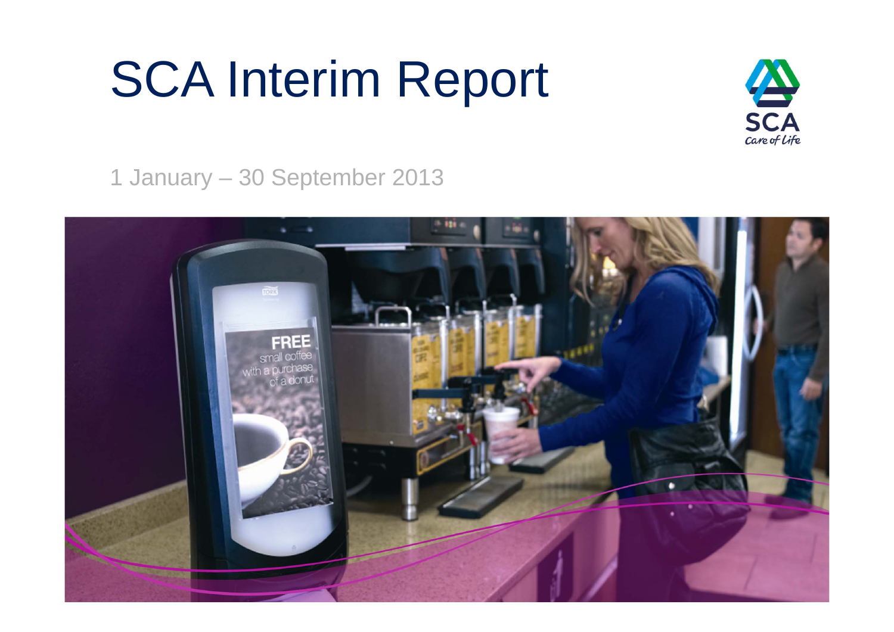# SCA Interim Report

SCA
Care of Life

1 January – 30 September 2013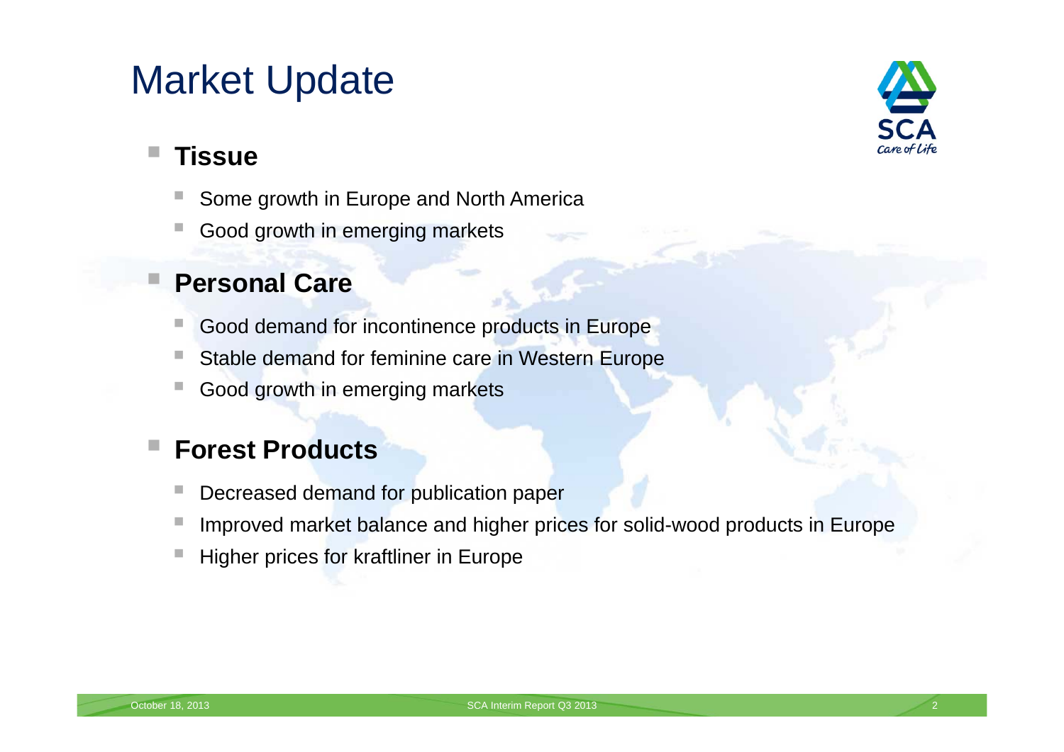# Market Update

- **Tissue**
  - Some growth in Europe and North America
  - Good growth in emerging markets
- **Personal Care**
  - Good demand for incontinence products in Europe
  - Stable demand for feminine care in Western Europe
  - Good growth in emerging markets
- **Forest Products**
  - Decreased demand for publication paper
  - Improved market balance and higher prices for solid-wood products in Europe
  - Higher prices for kraftliner in Europe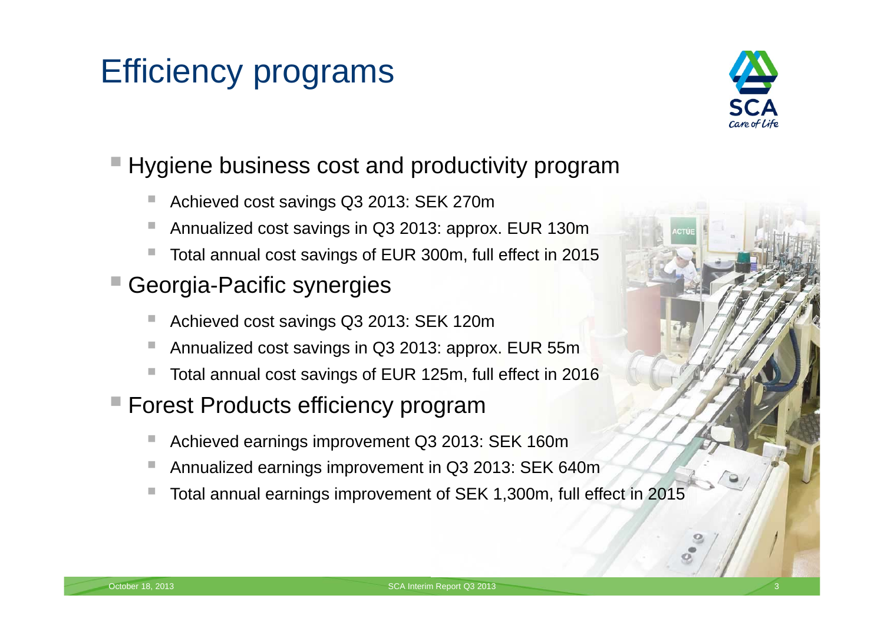# Efficiency programs

- Hygiene business cost and productivity program
  - Achieved cost savings Q3 2013: SEK 270m
  - Annualized cost savings in Q3 2013: approx. EUR 130m
  - Total annual cost savings of EUR 300m, full effect in 2015
- Georgia-Pacific synergies
  - Achieved cost savings Q3 2013: SEK 120m
  - Annualized cost savings in Q3 2013: approx. EUR 55m
  - Total annual cost savings of EUR 125m, full effect in 2016
- Forest Products efficiency program
  - Achieved earnings improvement Q3 2013: SEK 160m
  - Annualized earnings improvement in Q3 2013: SEK 640m
  - Total annual earnings improvement of SEK 1,300m, full effect in 2015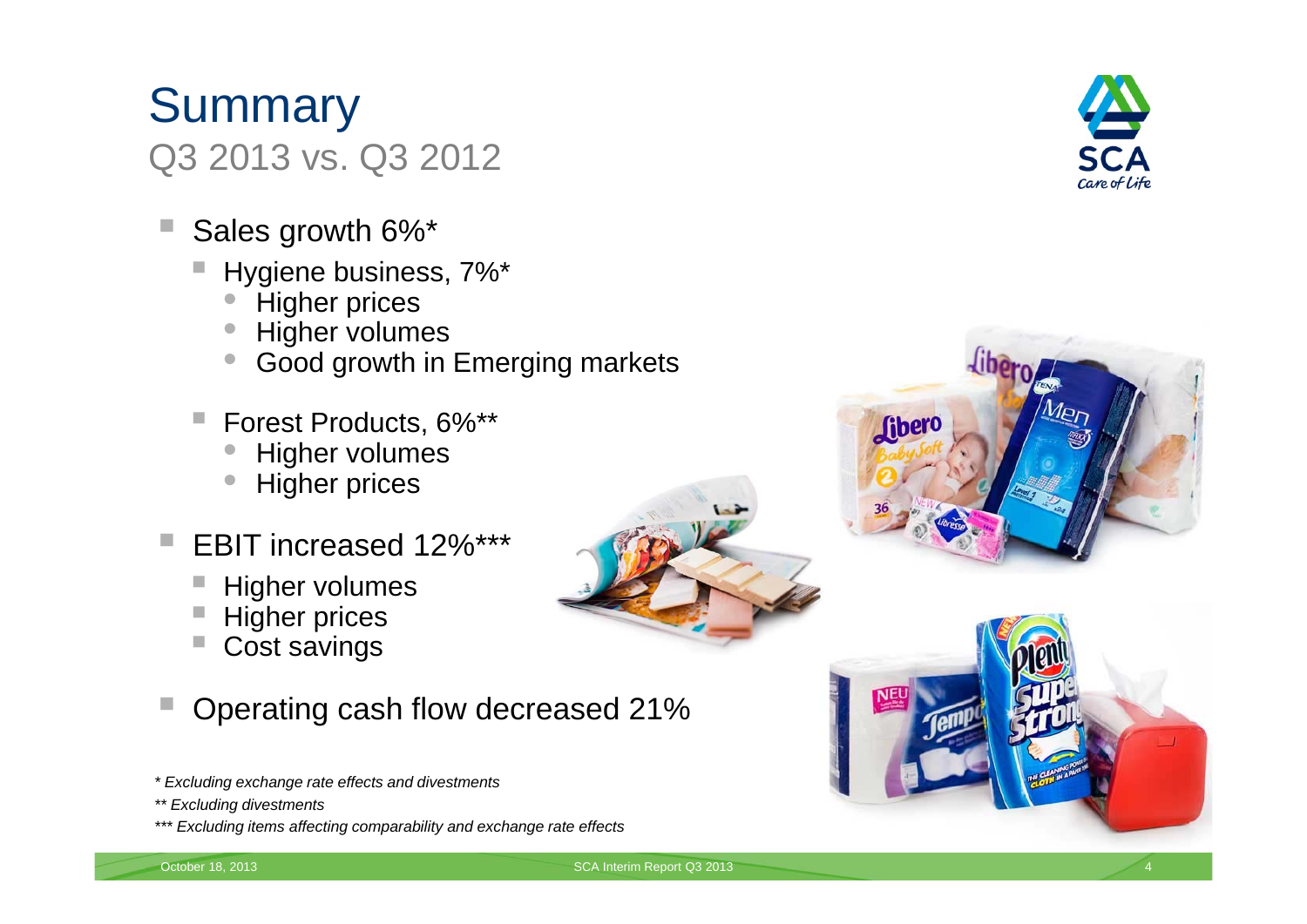# Summary

## Q3 2013 vs. Q3 2012

- Sales growth 6%*
  - Hygiene business, 7%*
    - Higher prices
    - Higher volumes
    - Good growth in Emerging markets
  - Forest Products, 6%**
    - Higher volumes
    - Higher prices
- EBIT increased 12%***
  - Higher volumes
  - Higher prices
  - Cost savings
- Operating cash flow decreased 21%

*\* Excluding exchange rate effects and divestments*

*\*\* Excluding divestments*

*\*\*\* Excluding items affecting comparability and exchange rate effects*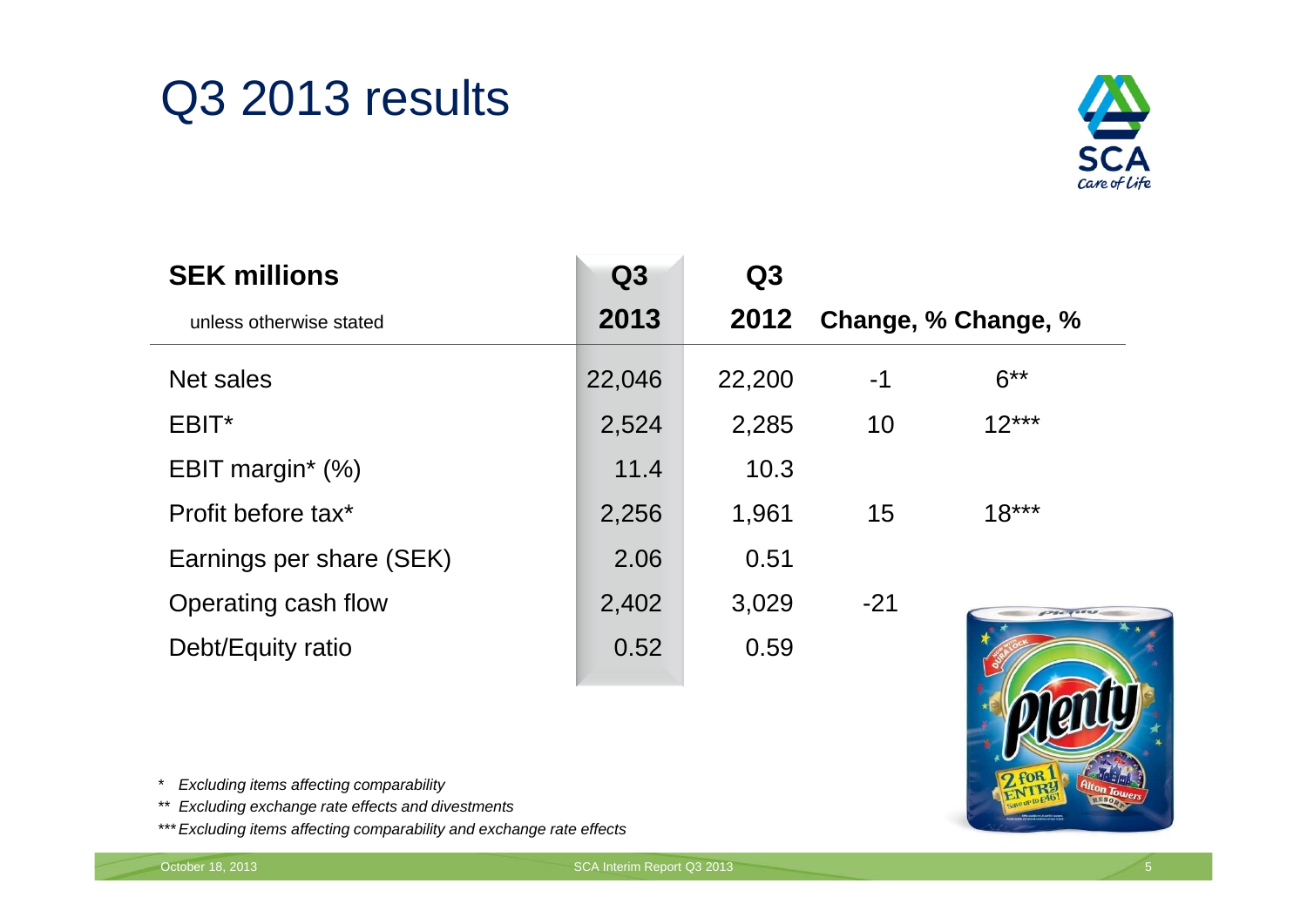# Q3 2013 results

| SEK millions<br>unless otherwise stated | Q3<br>2013 | Q3<br>2012 | Change, % | Change, % |
|---|---|---|---|---|
| Net sales | 22,046 | 22,200 | -1 | 6** |
| EBIT* | 2,524 | 2,285 | 10 | 12*** |
| EBIT margin* (%) | 11.4 | 10.3 | | |
| Profit before tax* | 2,256 | 1,961 | 15 | 18*** |
| Earnings per share (SEK) | 2.06 | 0.51 | | |
| Operating cash flow | 2,402 | 3,029 | -21 | |
| Debt/Equity ratio | 0.52 | 0.59 | | |

*Excluding items affecting comparability*

** *Excluding exchange rate effects and divestments*

*** *Excluding items affecting comparability and exchange rate effects*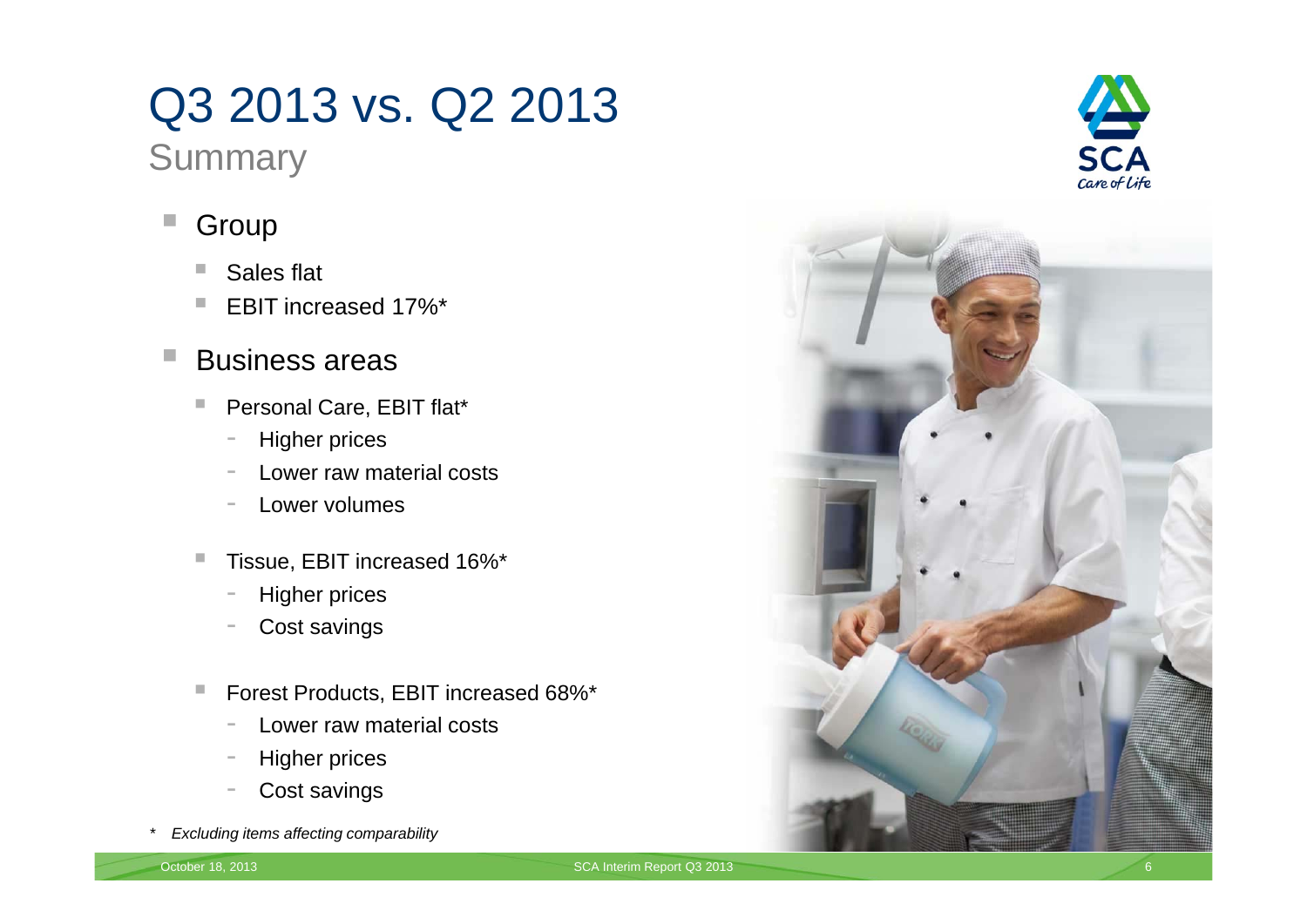# Q3 2013 vs. Q2 2013

## Summary

- Group
  - Sales flat
  - EBIT increased 17%*
- Business areas
  - Personal Care, EBIT flat*
    - Higher prices
    - Lower raw material costs
    - Lower volumes
  - Tissue, EBIT increased 16%*
    - Higher prices
    - Cost savings
  - Forest Products, EBIT increased 68%*
    - Lower raw material costs
    - Higher prices
    - Cost savings

*\* Excluding items affecting comparability*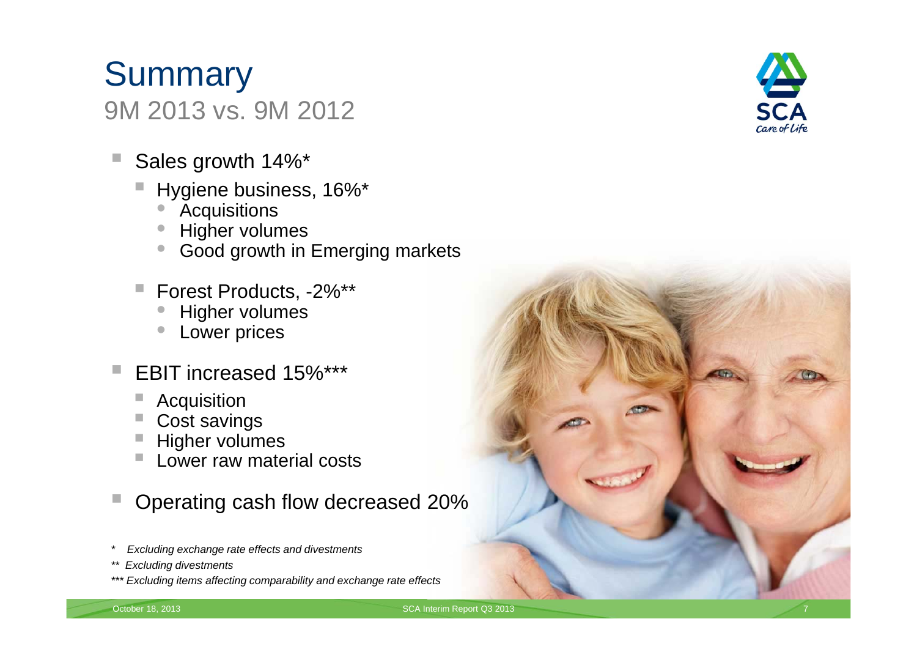# Summary

## 9M 2013 vs. 9M 2012

- Sales growth 14%*
  - Hygiene business, 16%*
    - Acquisitions
    - Higher volumes
    - Good growth in Emerging markets
  - Forest Products, -2%**
    - Higher volumes
    - Lower prices
- EBIT increased 15%***
  - Acquisition
  - Cost savings
  - Higher volumes
  - Lower raw material costs
- Operating cash flow decreased 20%

*\* Excluding exchange rate effects and divestments*

*\*\* Excluding divestments*

*\*\*\* Excluding items affecting comparability and exchange rate effects*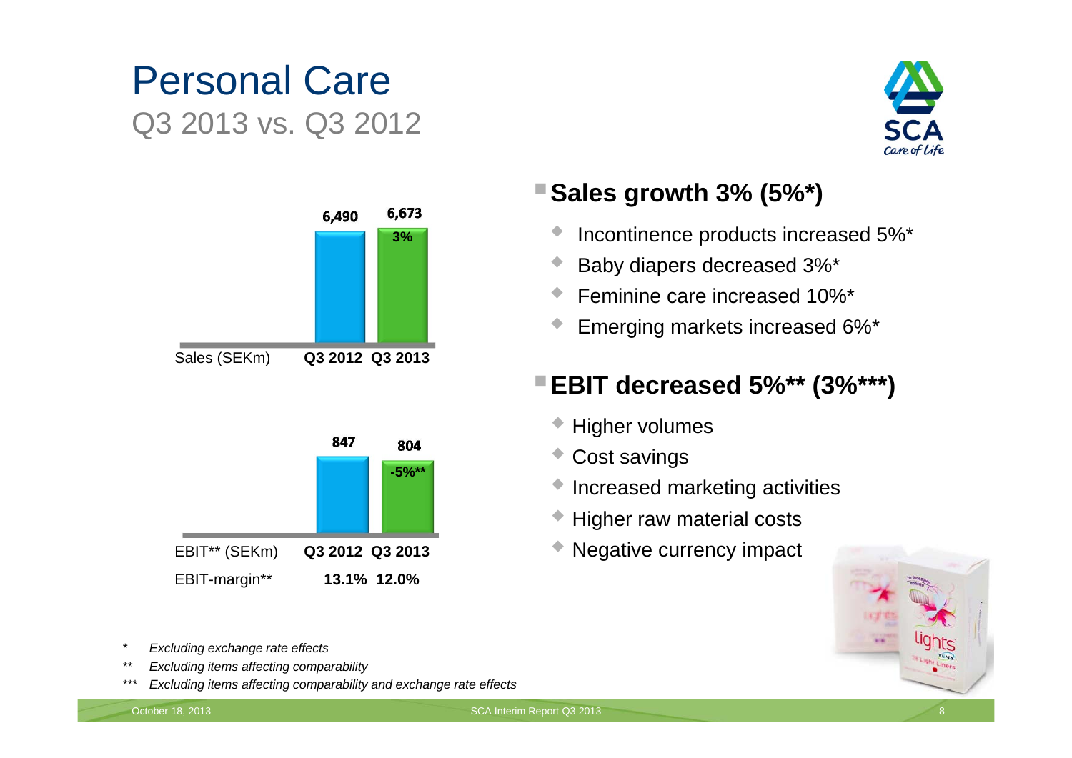# Personal Care

## Q3 2013 vs. Q3 2012

| Sales (SEKm) | Q3 2012 | Q3 2013 |
|---|---|---|
| | 6,490 | 6,673 (3%) |

| EBIT** (SEKm) | Q3 2012 | Q3 2013 |
|---|---|---|
| | 847 | 804 (-5%**) |
| EBIT-margin** | 13.1% | 12.0% |

- **Sales growth 3% (5%*)**
  - Incontinence products increased 5%*
  - Baby diapers decreased 3%*
  - Feminine care increased 10%*
  - Emerging markets increased 6%*
- **EBIT decreased 5%** (3%***)**
  - Higher volumes
  - Cost savings
  - Increased marketing activities
  - Higher raw material costs
  - Negative currency impact

*&nbsp;&nbsp;&nbsp;*Excluding exchange rate effects*

**&nbsp;&nbsp;&nbsp;*Excluding items affecting comparability*

***&nbsp;&nbsp;&nbsp;*Excluding items affecting comparability and exchange rate effects*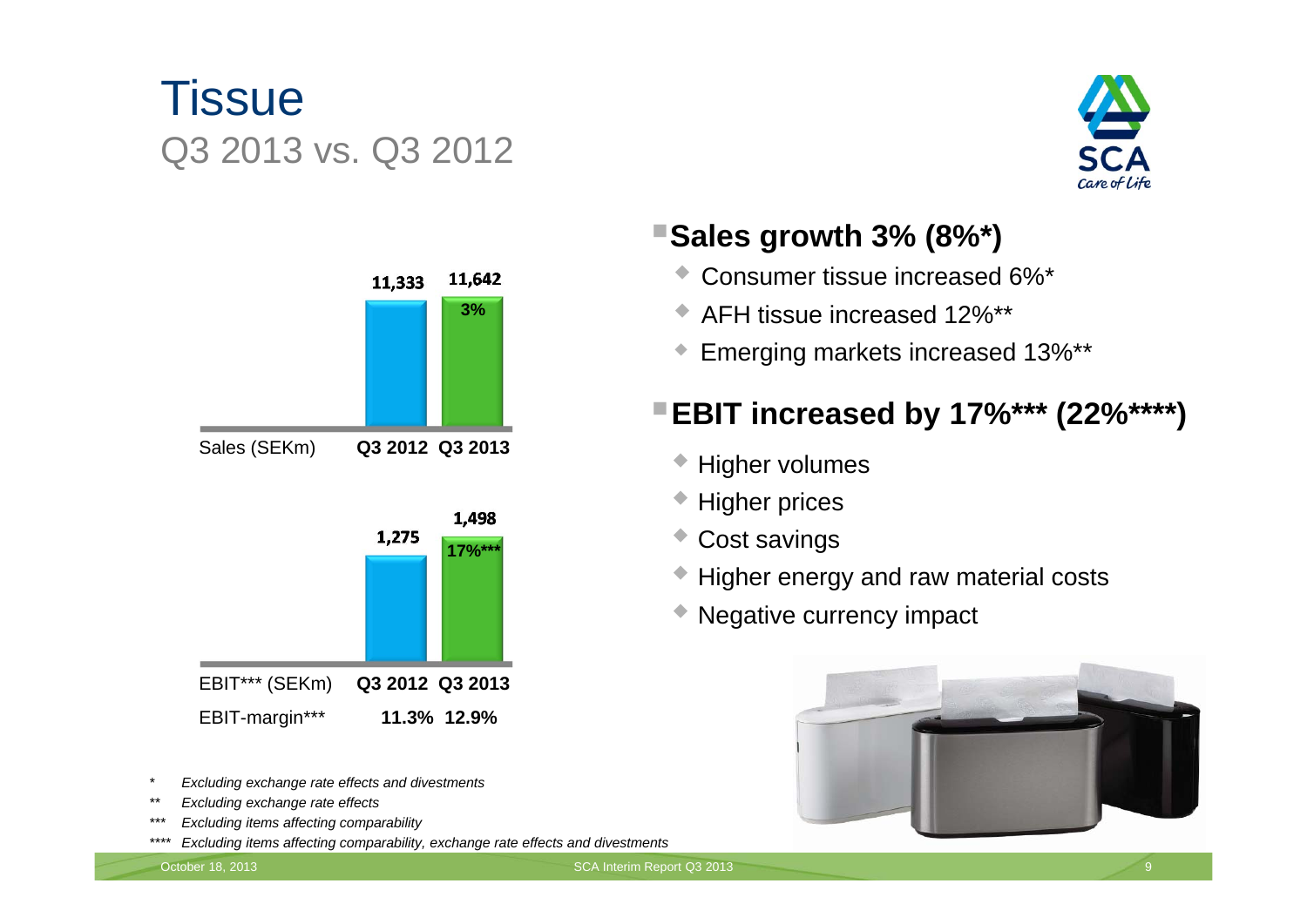# Tissue

## Q3 2013 vs. Q3 2012

| Sales (SEKm) | Q3 2012 | Q3 2013 |
|---|---|---|
| | 11,333 | 11,642 (3%) |

| EBIT*** (SEKm) | Q3 2012 | Q3 2013 |
|---|---|---|
| | 1,275 | 1,498 (17%***) |
| EBIT-margin*** | 11.3% | 12.9% |

- **Sales growth 3% (8%*)**
  - Consumer tissue increased 6%*
  - AFH tissue increased 12%**
  - Emerging markets increased 13%**
- **EBIT increased by 17%*** (22%****)**
  - Higher volumes
  - Higher prices
  - Cost savings
  - Higher energy and raw material costs
  - Negative currency impact

*\* Excluding exchange rate effects and divestments*

*\*\* Excluding exchange rate effects*

*\*\*\* Excluding items affecting comparability*

*\*\*\*\* Excluding items affecting comparability, exchange rate effects and divestments*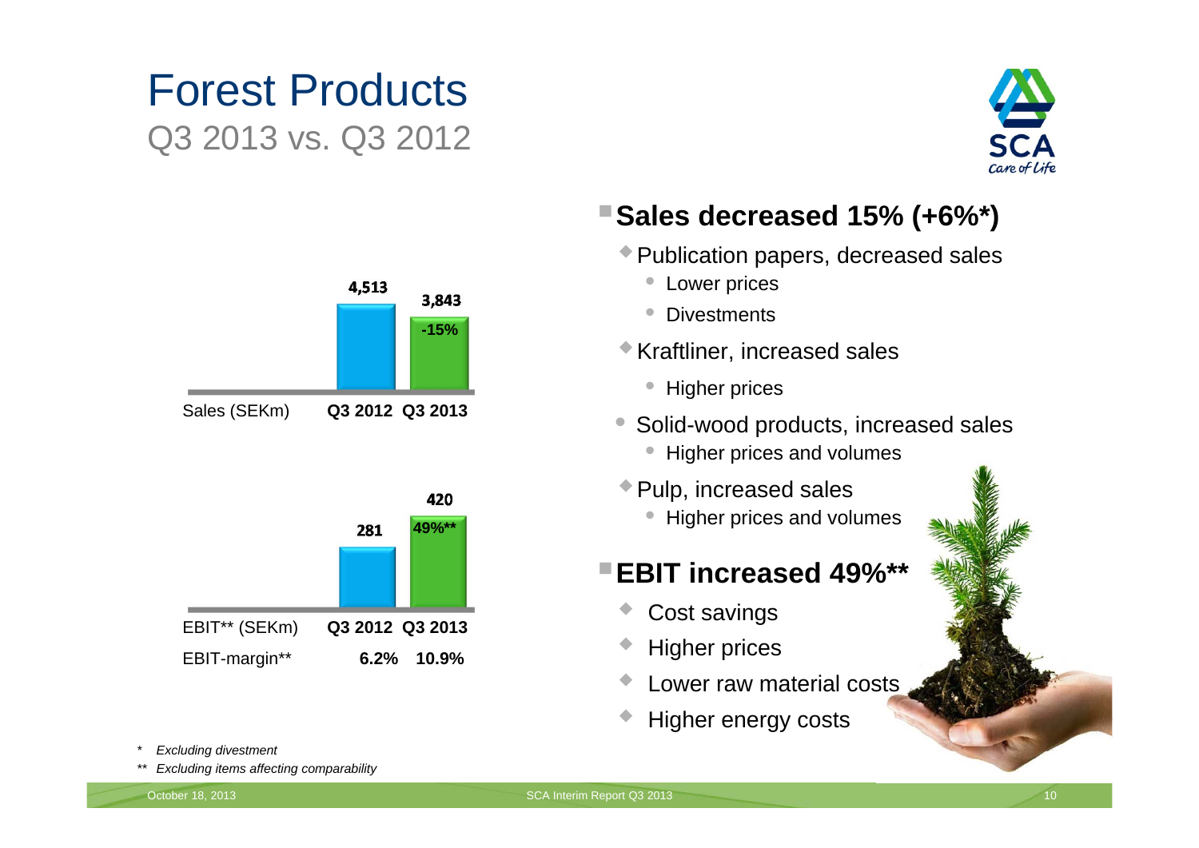# Forest Products

## Q3 2013 vs. Q3 2012

| Sales (SEKm) | Q3 2012 | Q3 2013 |
|---|---|---|
| | 4,513 | 3,843 (-15%) |

| EBIT** (SEKm) | Q3 2012 | Q3 2013 |
|---|---|---|
| | 281 | 420 (49%**) |
| EBIT-margin** | 6.2% | 10.9% |

- **Sales decreased 15% (+6%*)**
  - Publication papers, decreased sales
    - Lower prices
    - Divestments
  - Kraftliner, increased sales
    - Higher prices
  - Solid-wood products, increased sales
    - Higher prices and volumes
  - Pulp, increased sales
    - Higher prices and volumes
- **EBIT increased 49%****
  - Cost savings
  - Higher prices
  - Lower raw material costs
  - Higher energy costs

\* *Excluding divestment*

\*\* *Excluding items affecting comparability*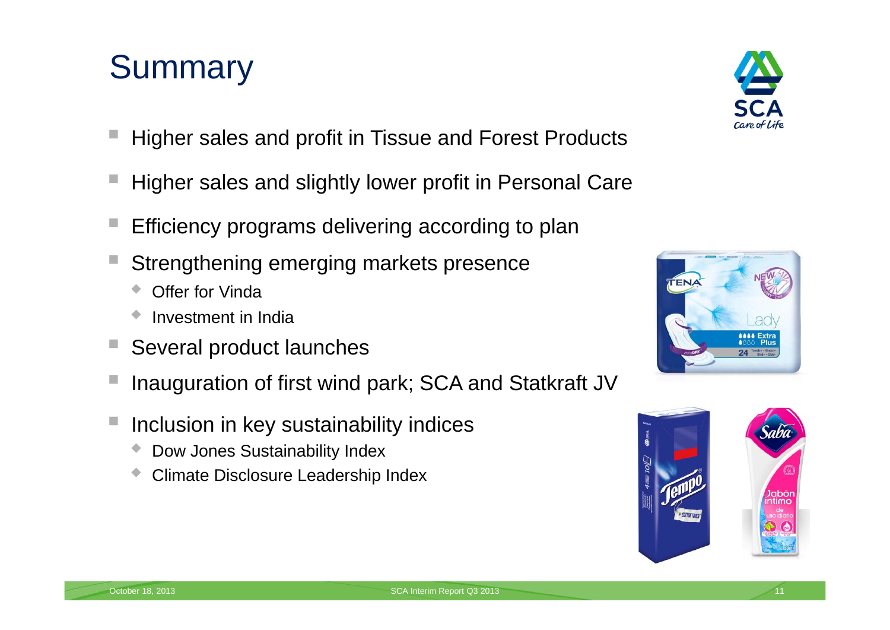# Summary

- Higher sales and profit in Tissue and Forest Products
- Higher sales and slightly lower profit in Personal Care
- Efficiency programs delivering according to plan
- Strengthening emerging markets presence
  - Offer for Vinda
  - Investment in India
- Several product launches
- Inauguration of first wind park; SCA and Statkraft JV
- Inclusion in key sustainability indices
  - Dow Jones Sustainability Index
  - Climate Disclosure Leadership Index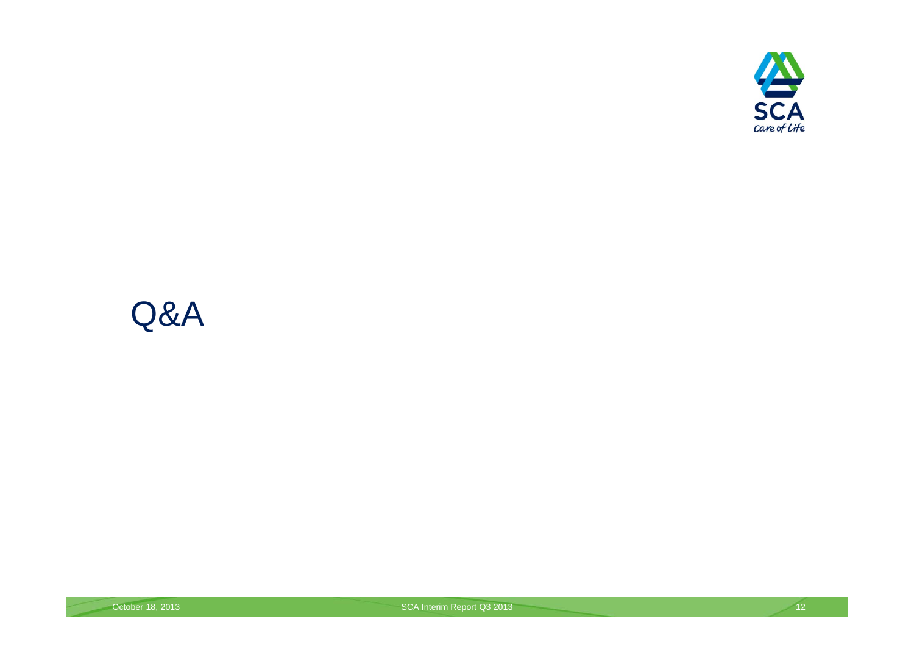# Q&A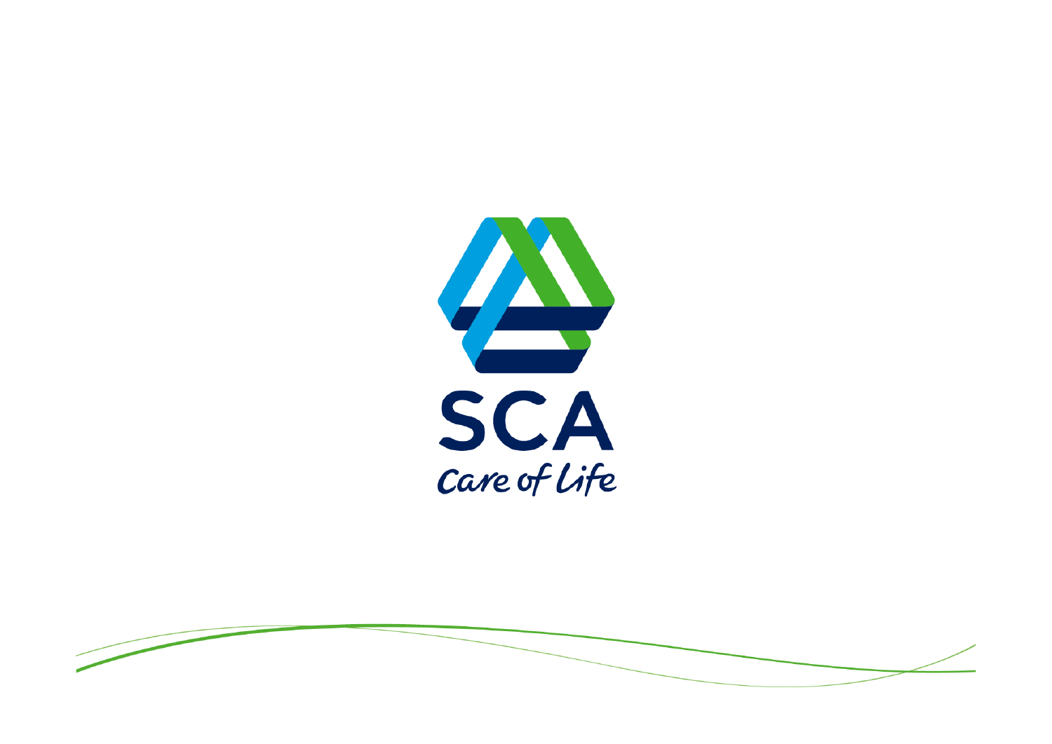SCA

*Care of Life*